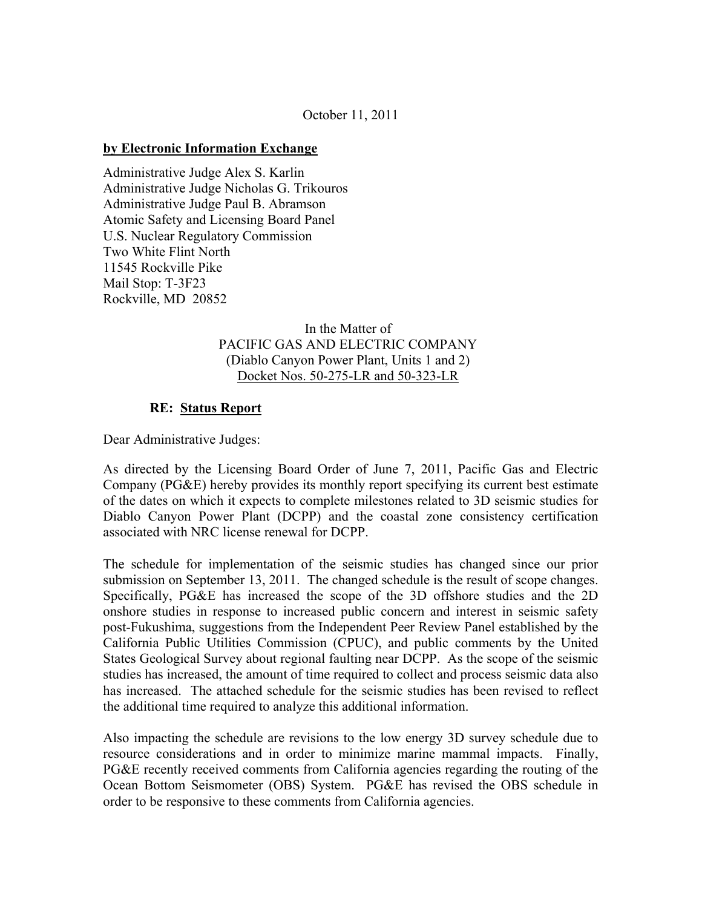October 11, 2011

**by Electronic Information Exchange**

Administrative Judge Alex S. Karlin
Administrative Judge Nicholas G. Trikouros
Administrative Judge Paul B. Abramson
Atomic Safety and Licensing Board Panel
U.S. Nuclear Regulatory Commission
Two White Flint North
11545 Rockville Pike
Mail Stop: T-3F23
Rockville, MD 20852

In the Matter of
PACIFIC GAS AND ELECTRIC COMPANY
(Diablo Canyon Power Plant, Units 1 and 2)
Docket Nos. 50-275-LR and 50-323-LR

**RE: Status Report**

Dear Administrative Judges:

As directed by the Licensing Board Order of June 7, 2011, Pacific Gas and Electric Company (PG&E) hereby provides its monthly report specifying its current best estimate of the dates on which it expects to complete milestones related to 3D seismic studies for Diablo Canyon Power Plant (DCPP) and the coastal zone consistency certification associated with NRC license renewal for DCPP.

The schedule for implementation of the seismic studies has changed since our prior submission on September 13, 2011. The changed schedule is the result of scope changes. Specifically, PG&E has increased the scope of the 3D offshore studies and the 2D onshore studies in response to increased public concern and interest in seismic safety post-Fukushima, suggestions from the Independent Peer Review Panel established by the California Public Utilities Commission (CPUC), and public comments by the United States Geological Survey about regional faulting near DCPP. As the scope of the seismic studies has increased, the amount of time required to collect and process seismic data also has increased. The attached schedule for the seismic studies has been revised to reflect the additional time required to analyze this additional information.

Also impacting the schedule are revisions to the low energy 3D survey schedule due to resource considerations and in order to minimize marine mammal impacts. Finally, PG&E recently received comments from California agencies regarding the routing of the Ocean Bottom Seismometer (OBS) System. PG&E has revised the OBS schedule in order to be responsive to these comments from California agencies.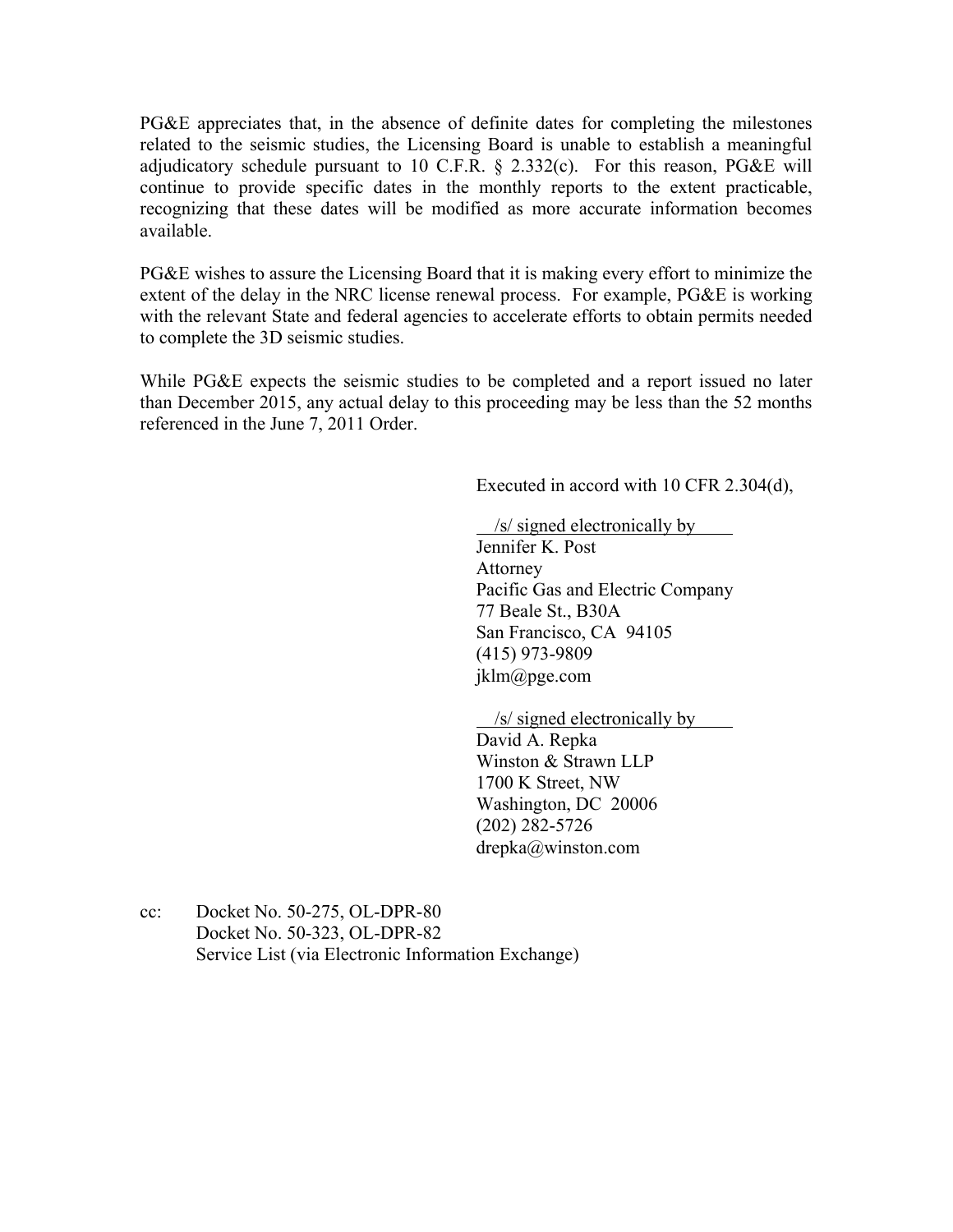PG&E appreciates that, in the absence of definite dates for completing the milestones related to the seismic studies, the Licensing Board is unable to establish a meaningful adjudicatory schedule pursuant to 10 C.F.R. § 2.332(c). For this reason, PG&E will continue to provide specific dates in the monthly reports to the extent practicable, recognizing that these dates will be modified as more accurate information becomes available.

PG&E wishes to assure the Licensing Board that it is making every effort to minimize the extent of the delay in the NRC license renewal process. For example, PG&E is working with the relevant State and federal agencies to accelerate efforts to obtain permits needed to complete the 3D seismic studies.

While PG&E expects the seismic studies to be completed and a report issued no later than December 2015, any actual delay to this proceeding may be less than the 52 months referenced in the June 7, 2011 Order.

Executed in accord with 10 CFR 2.304(d),

/s/ signed electronically by
Jennifer K. Post
Attorney
Pacific Gas and Electric Company
77 Beale St., B30A
San Francisco, CA 94105
(415) 973-9809
jklm@pge.com

/s/ signed electronically by
David A. Repka
Winston & Strawn LLP
1700 K Street, NW
Washington, DC 20006
(202) 282-5726
drepka@winston.com

cc: Docket No. 50-275, OL-DPR-80
Docket No. 50-323, OL-DPR-82
Service List (via Electronic Information Exchange)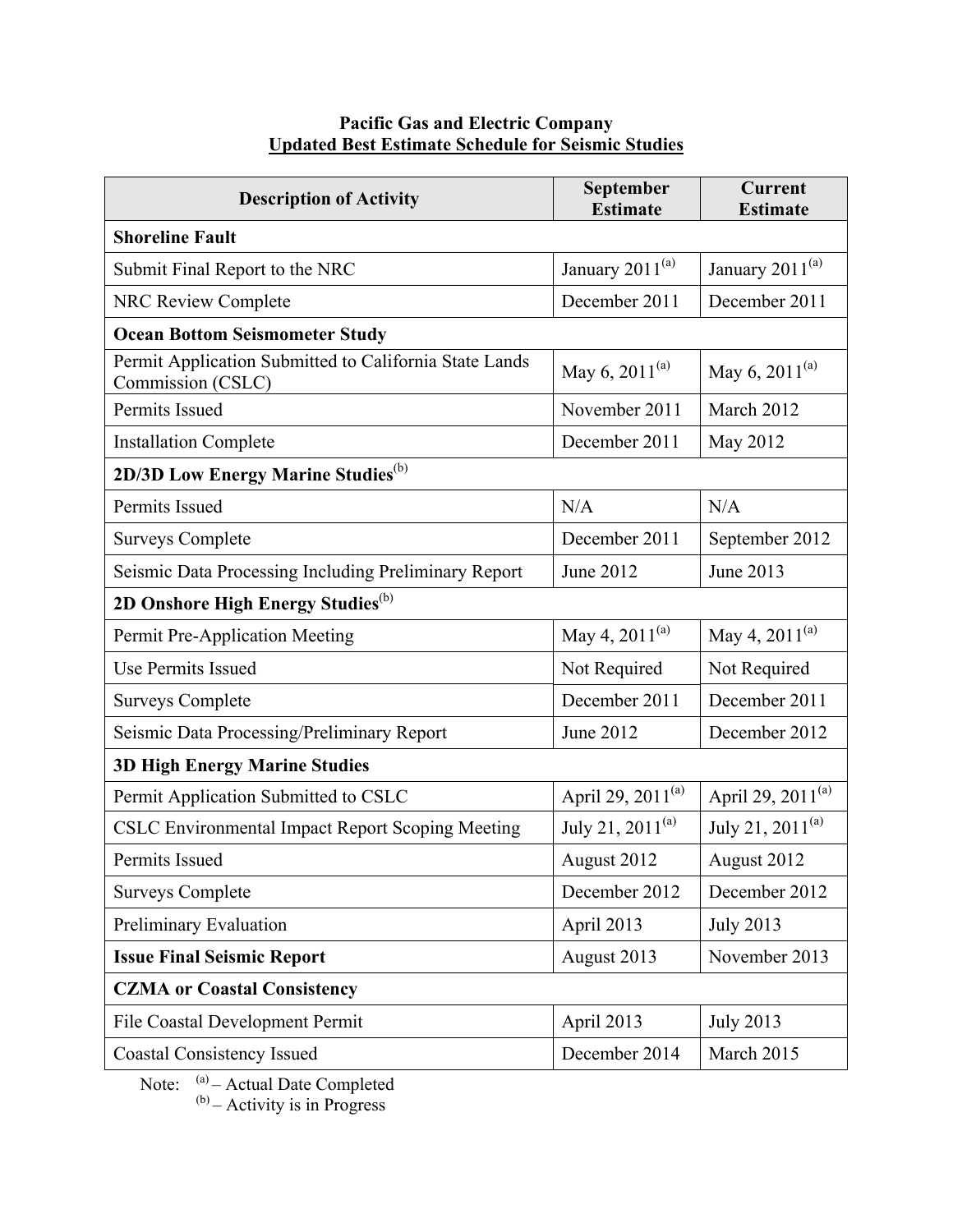**Pacific Gas and Electric Company**
**Updated Best Estimate Schedule for Seismic Studies**

| Description of Activity | September Estimate | Current Estimate |
|---|---|---|
| **Shoreline Fault** | | |
| Submit Final Report to the NRC | January 2011[(a)] | January 2011[(a)] |
| NRC Review Complete | December 2011 | December 2011 |
| **Ocean Bottom Seismometer Study** | | |
| Permit Application Submitted to California State Lands Commission (CSLC) | May 6, 2011[(a)] | May 6, 2011[(a)] |
| Permits Issued | November 2011 | March 2012 |
| Installation Complete | December 2011 | May 2012 |
| **2D/3D Low Energy Marine Studies**[(b)] | | |
| Permits Issued | N/A | N/A |
| Surveys Complete | December 2011 | September 2012 |
| Seismic Data Processing Including Preliminary Report | June 2012 | June 2013 |
| **2D Onshore High Energy Studies**[(b)] | | |
| Permit Pre-Application Meeting | May 4, 2011[(a)] | May 4, 2011[(a)] |
| Use Permits Issued | Not Required | Not Required |
| Surveys Complete | December 2011 | December 2011 |
| Seismic Data Processing/Preliminary Report | June 2012 | December 2012 |
| **3D High Energy Marine Studies** | | |
| Permit Application Submitted to CSLC | April 29, 2011[(a)] | April 29, 2011[(a)] |
| CSLC Environmental Impact Report Scoping Meeting | July 21, 2011[(a)] | July 21, 2011[(a)] |
| Permits Issued | August 2012 | August 2012 |
| Surveys Complete | December 2012 | December 2012 |
| Preliminary Evaluation | April 2013 | July 2013 |
| **Issue Final Seismic Report** | August 2013 | November 2013 |
| **CZMA or Coastal Consistency** | | |
| File Coastal Development Permit | April 2013 | July 2013 |
| Coastal Consistency Issued | December 2014 | March 2015 |

Note: [(a)] – Actual Date Completed
[(b)] – Activity is in Progress